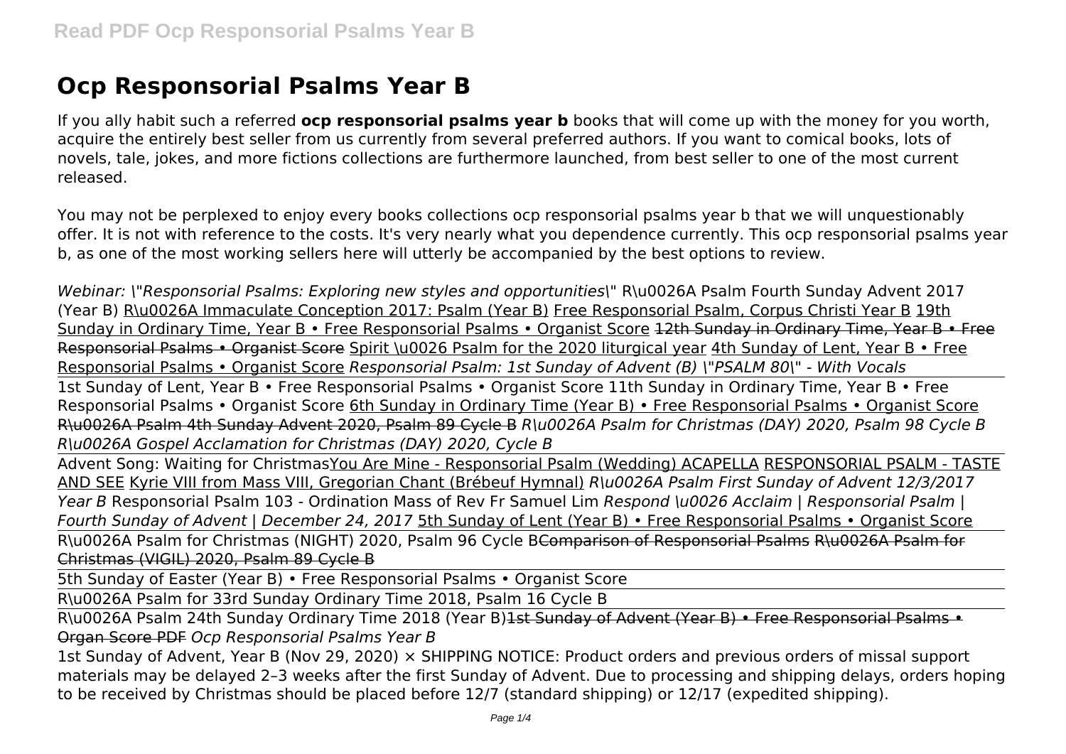# Ocp Responsorial Psalms Year B

If you ally habit such a referred **ocp responsorial psalms year b** books that will come up with the money for you worth, acquire the entirely best seller from us currently from several preferred authors. If you want to comical books, lots of novels, tale, jokes, and more fictions collections are furthermore launched, from best seller to one of the most current released.

You may not be perplexed to enjoy every books collections ocp responsorial psalms year b that we will unquestionably offer. It is not with reference to the costs. It's very nearly what you dependence currently. This ocp responsorial psalms year b, as one of the most working sellers here will utterly be accompanied by the best options to review.

*Webinar: \"Responsorial Psalms: Exploring new styles and opportunities\"* R\u0026A Psalm Fourth Sunday Advent 2017 (Year B) R\u0026A Immaculate Conception 2017: Psalm (Year B) Free Responsorial Psalm, Corpus Christi Year B 19th Sunday in Ordinary Time, Year B • Free Responsorial Psalms • Organist Score ~~12th Sunday in Ordinary Time, Year B • Free Responsorial Psalms • Organist Score~~ Spirit \u0026 Psalm for the 2020 liturgical year 4th Sunday of Lent, Year B • Free Responsorial Psalms • Organist Score *Responsorial Psalm: 1st Sunday of Advent (B) \"PSALM 80\" - With Vocals*

1st Sunday of Lent, Year B • Free Responsorial Psalms • Organist Score 11th Sunday in Ordinary Time, Year B • Free Responsorial Psalms • Organist Score 6th Sunday in Ordinary Time (Year B) • Free Responsorial Psalms • Organist Score R\u0026A Psalm 4th Sunday Advent 2020, Psalm 89 Cycle B *R\u0026A Psalm for Christmas (DAY) 2020, Psalm 98 Cycle B* *R\u0026A Gospel Acclamation for Christmas (DAY) 2020, Cycle B*

Advent Song: Waiting for ChristmasYou Are Mine - Responsorial Psalm (Wedding) ACAPELLA RESPONSORIAL PSALM - TASTE AND SEE Kyrie VIII from Mass VIII, Gregorian Chant (Brébeuf Hymnal) *R\u0026A Psalm First Sunday of Advent 12/3/2017 Year B* Responsorial Psalm 103 - Ordination Mass of Rev Fr Samuel Lim *Respond \u0026 Acclaim | Responsorial Psalm | Fourth Sunday of Advent | December 24, 2017* 5th Sunday of Lent (Year B) • Free Responsorial Psalms • Organist Score

R\u0026A Psalm for Christmas (NIGHT) 2020, Psalm 96 Cycle B~~Comparison of Responsorial Psalms~~ ~~R\u0026A Psalm for Christmas (VIGIL) 2020, Psalm 89 Cycle B~~

5th Sunday of Easter (Year B) • Free Responsorial Psalms • Organist Score

R\u0026A Psalm for 33rd Sunday Ordinary Time 2018, Psalm 16 Cycle B

R\u0026A Psalm 24th Sunday Ordinary Time 2018 (Year B)~~1st Sunday of Advent (Year B) • Free Responsorial Psalms • Organ Score PDF~~ *Ocp Responsorial Psalms Year B*

1st Sunday of Advent, Year B (Nov 29, 2020) × SHIPPING NOTICE: Product orders and previous orders of missal support materials may be delayed 2–3 weeks after the first Sunday of Advent. Due to processing and shipping delays, orders hoping to be received by Christmas should be placed before 12/7 (standard shipping) or 12/17 (expedited shipping).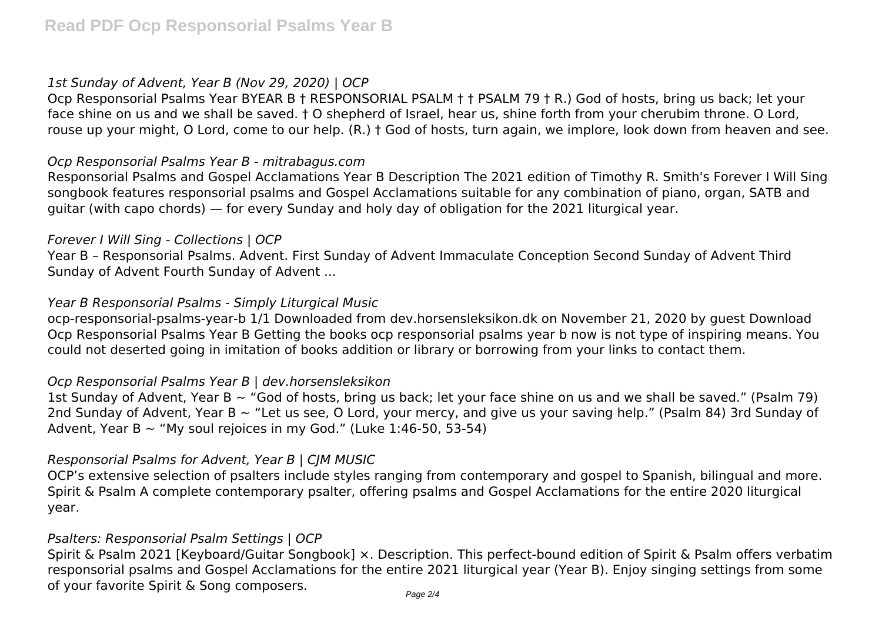*1st Sunday of Advent, Year B (Nov 29, 2020) | OCP*

Ocp Responsorial Psalms Year BYEAR B † RESPONSORIAL PSALM † † PSALM 79 † R.) God of hosts, bring us back; let your face shine on us and we shall be saved. † O shepherd of Israel, hear us, shine forth from your cherubim throne. O Lord, rouse up your might, O Lord, come to our help. (R.) † God of hosts, turn again, we implore, look down from heaven and see.

*Ocp Responsorial Psalms Year B - mitrabagus.com*

Responsorial Psalms and Gospel Acclamations Year B Description The 2021 edition of Timothy R. Smith's Forever I Will Sing songbook features responsorial psalms and Gospel Acclamations suitable for any combination of piano, organ, SATB and guitar (with capo chords) — for every Sunday and holy day of obligation for the 2021 liturgical year.

*Forever I Will Sing - Collections | OCP*

Year B – Responsorial Psalms. Advent. First Sunday of Advent Immaculate Conception Second Sunday of Advent Third Sunday of Advent Fourth Sunday of Advent ...

*Year B Responsorial Psalms - Simply Liturgical Music*

ocp-responsorial-psalms-year-b 1/1 Downloaded from dev.horsensleksikon.dk on November 21, 2020 by guest Download Ocp Responsorial Psalms Year B Getting the books ocp responsorial psalms year b now is not type of inspiring means. You could not deserted going in imitation of books addition or library or borrowing from your links to contact them.

*Ocp Responsorial Psalms Year B | dev.horsensleksikon*

1st Sunday of Advent, Year B ~ "God of hosts, bring us back; let your face shine on us and we shall be saved." (Psalm 79) 2nd Sunday of Advent, Year B ~ "Let us see, O Lord, your mercy, and give us your saving help." (Psalm 84) 3rd Sunday of Advent, Year B ~ "My soul rejoices in my God." (Luke 1:46-50, 53-54)

*Responsorial Psalms for Advent, Year B | CJM MUSIC*

OCP's extensive selection of psalters include styles ranging from contemporary and gospel to Spanish, bilingual and more. Spirit & Psalm A complete contemporary psalter, offering psalms and Gospel Acclamations for the entire 2020 liturgical year.

*Psalters: Responsorial Psalm Settings | OCP*

Spirit & Psalm 2021 [Keyboard/Guitar Songbook] ×. Description. This perfect-bound edition of Spirit & Psalm offers verbatim responsorial psalms and Gospel Acclamations for the entire 2021 liturgical year (Year B). Enjoy singing settings from some of your favorite Spirit & Song composers.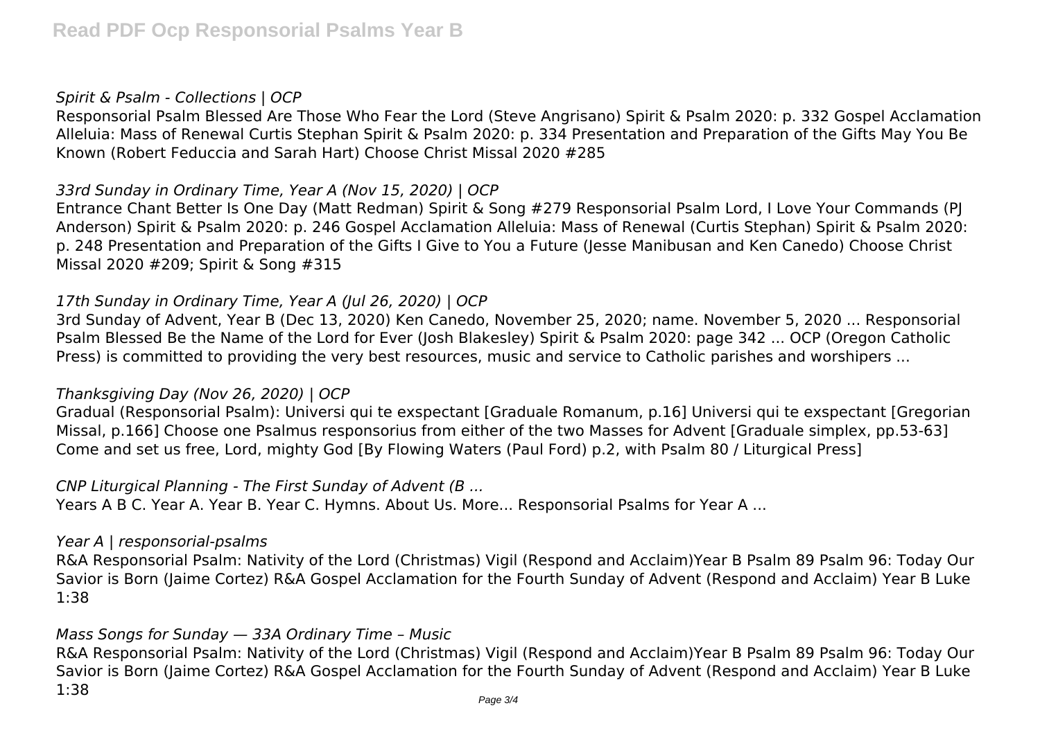*Spirit & Psalm - Collections | OCP*

Responsorial Psalm Blessed Are Those Who Fear the Lord (Steve Angrisano) Spirit & Psalm 2020: p. 332 Gospel Acclamation Alleluia: Mass of Renewal Curtis Stephan Spirit & Psalm 2020: p. 334 Presentation and Preparation of the Gifts May You Be Known (Robert Feduccia and Sarah Hart) Choose Christ Missal 2020 #285

*33rd Sunday in Ordinary Time, Year A (Nov 15, 2020) | OCP*

Entrance Chant Better Is One Day (Matt Redman) Spirit & Song #279 Responsorial Psalm Lord, I Love Your Commands (PJ Anderson) Spirit & Psalm 2020: p. 246 Gospel Acclamation Alleluia: Mass of Renewal (Curtis Stephan) Spirit & Psalm 2020: p. 248 Presentation and Preparation of the Gifts I Give to You a Future (Jesse Manibusan and Ken Canedo) Choose Christ Missal 2020 #209; Spirit & Song #315

*17th Sunday in Ordinary Time, Year A (Jul 26, 2020) | OCP*

3rd Sunday of Advent, Year B (Dec 13, 2020) Ken Canedo, November 25, 2020; name. November 5, 2020 ... Responsorial Psalm Blessed Be the Name of the Lord for Ever (Josh Blakesley) Spirit & Psalm 2020: page 342 ... OCP (Oregon Catholic Press) is committed to providing the very best resources, music and service to Catholic parishes and worshipers ...

*Thanksgiving Day (Nov 26, 2020) | OCP*

Gradual (Responsorial Psalm): Universi qui te exspectant [Graduale Romanum, p.16] Universi qui te exspectant [Gregorian Missal, p.166] Choose one Psalmus responsorius from either of the two Masses for Advent [Graduale simplex, pp.53-63] Come and set us free, Lord, mighty God [By Flowing Waters (Paul Ford) p.2, with Psalm 80 / Liturgical Press]

*CNP Liturgical Planning - The First Sunday of Advent (B ...*

Years A B C. Year A. Year B. Year C. Hymns. About Us. More... Responsorial Psalms for Year A ...

*Year A | responsorial-psalms*

R&A Responsorial Psalm: Nativity of the Lord (Christmas) Vigil (Respond and Acclaim)Year B Psalm 89 Psalm 96: Today Our Savior is Born (Jaime Cortez) R&A Gospel Acclamation for the Fourth Sunday of Advent (Respond and Acclaim) Year B Luke 1:38

*Mass Songs for Sunday — 33A Ordinary Time – Music*

R&A Responsorial Psalm: Nativity of the Lord (Christmas) Vigil (Respond and Acclaim)Year B Psalm 89 Psalm 96: Today Our Savior is Born (Jaime Cortez) R&A Gospel Acclamation for the Fourth Sunday of Advent (Respond and Acclaim) Year B Luke 1:38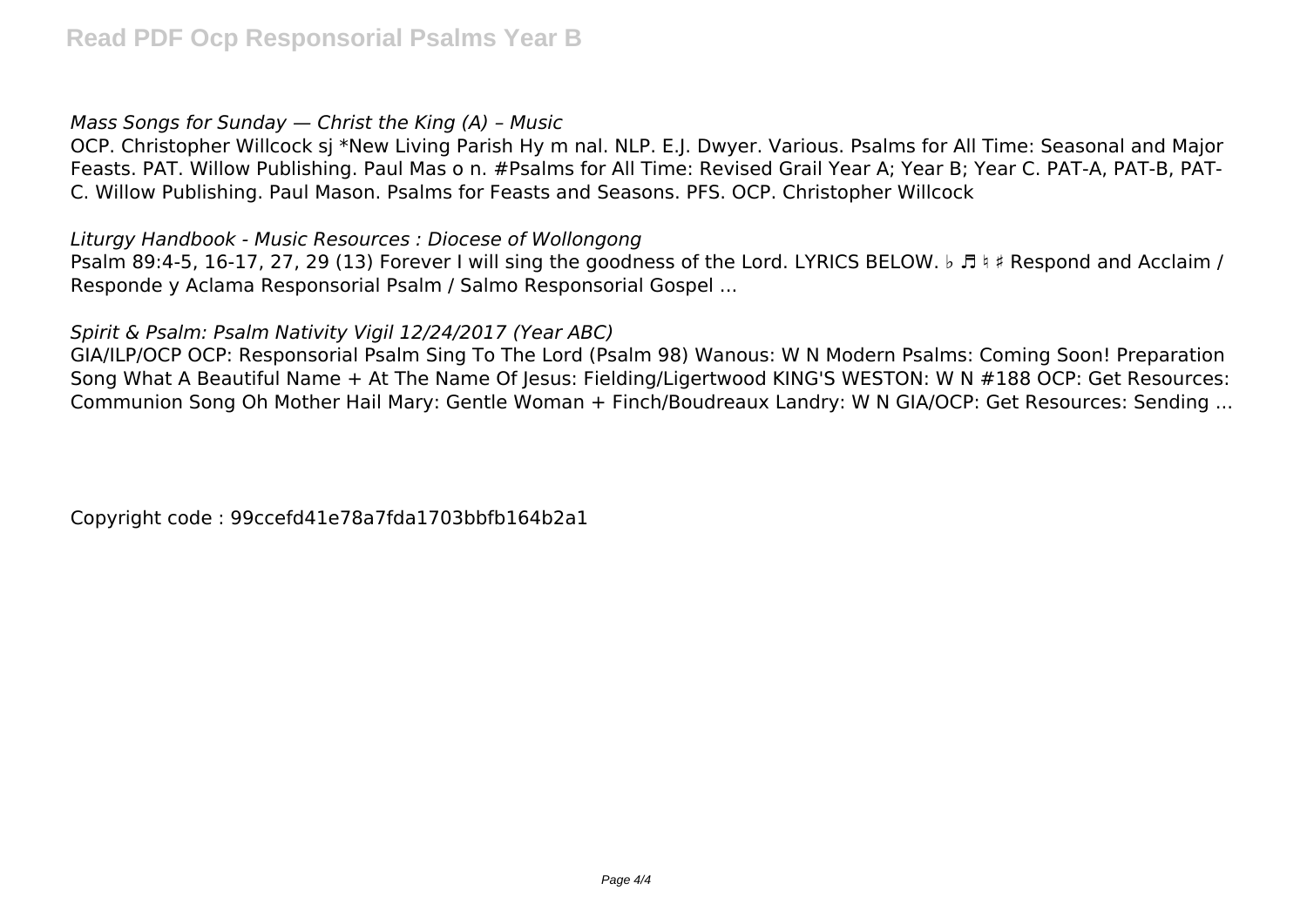*Mass Songs for Sunday — Christ the King (A) – Music*

OCP. Christopher Willcock sj *New Living Parish Hy m nal. NLP. E.J. Dwyer. Various. Psalms for All Time: Seasonal and Major Feasts. PAT. Willow Publishing. Paul Mas o n. #Psalms for All Time: Revised Grail Year A; Year B; Year C. PAT-A, PAT-B, PAT-C. Willow Publishing. Paul Mason. Psalms for Feasts and Seasons. PFS. OCP. Christopher Willcock

*Liturgy Handbook - Music Resources : Diocese of Wollongong*

Psalm 89:4-5, 16-17, 27, 29 (13) Forever I will sing the goodness of the Lord. LYRICS BELOW. ♭ ♬ ♮ ♯ Respond and Acclaim / Responde y Aclama Responsorial Psalm / Salmo Responsorial Gospel ...

*Spirit & Psalm: Psalm Nativity Vigil 12/24/2017 (Year ABC)*

GIA/ILP/OCP OCP: Responsorial Psalm Sing To The Lord (Psalm 98) Wanous: W N Modern Psalms: Coming Soon! Preparation Song What A Beautiful Name + At The Name Of Jesus: Fielding/Ligertwood KING'S WESTON: W N #188 OCP: Get Resources: Communion Song Oh Mother Hail Mary: Gentle Woman + Finch/Boudreaux Landry: W N GIA/OCP: Get Resources: Sending ...

Copyright code : 99ccefd41e78a7fda1703bbfb164b2a1